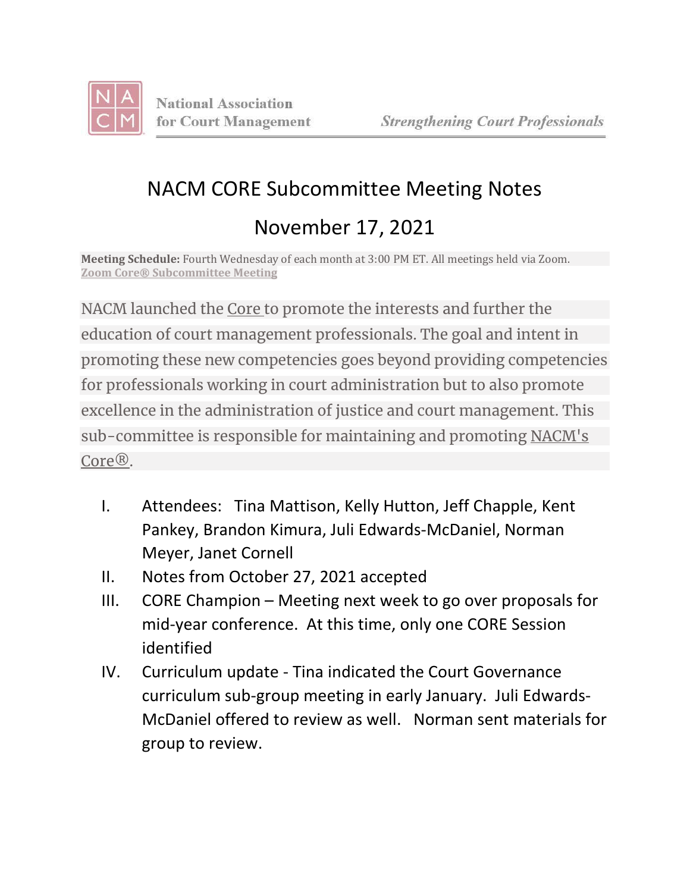National Association for Court Management — *Strengthening Court Professionals*

# NACM CORE Subcommittee Meeting Notes

## November 17, 2021

**Meeting Schedule:** Fourth Wednesday of each month at 3:00 PM ET. All meetings held via Zoom.
Zoom Core® Subcommittee Meeting

NACM launched the Core to promote the interests and further the education of court management professionals. The goal and intent in promoting these new competencies goes beyond providing competencies for professionals working in court administration but to also promote excellence in the administration of justice and court management. This sub-committee is responsible for maintaining and promoting NACM's Core®.

I. Attendees: Tina Mattison, Kelly Hutton, Jeff Chapple, Kent Pankey, Brandon Kimura, Juli Edwards-McDaniel, Norman Meyer, Janet Cornell
II. Notes from October 27, 2021 accepted
III. CORE Champion – Meeting next week to go over proposals for mid-year conference. At this time, only one CORE Session identified
IV. Curriculum update - Tina indicated the Court Governance curriculum sub-group meeting in early January. Juli Edwards-McDaniel offered to review as well. Norman sent materials for group to review.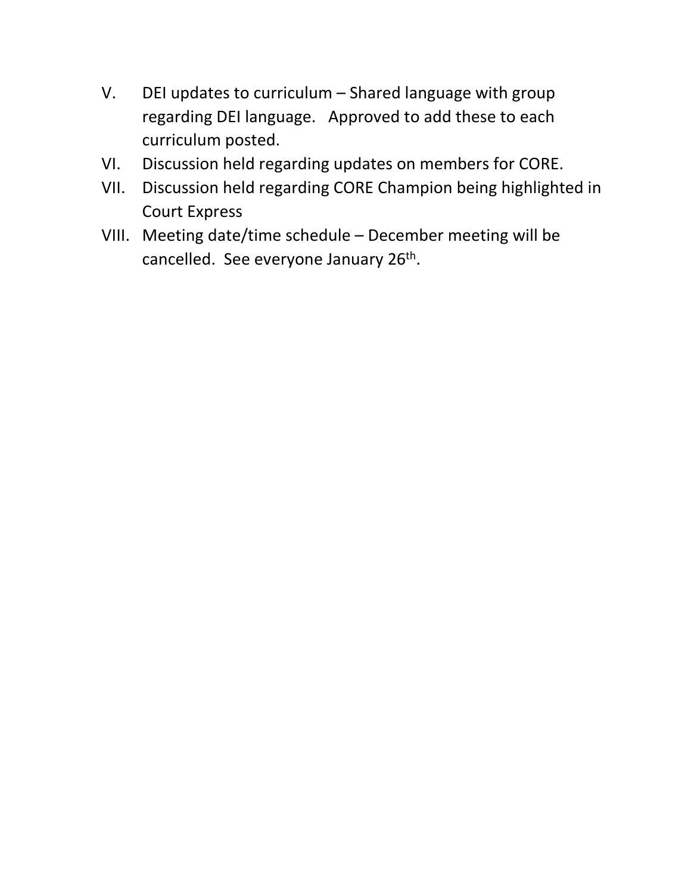V. DEI updates to curriculum – Shared language with group regarding DEI language. Approved to add these to each curriculum posted.

VI. Discussion held regarding updates on members for CORE.

VII. Discussion held regarding CORE Champion being highlighted in Court Express

VIII. Meeting date/time schedule – December meeting will be cancelled. See everyone January 26th.